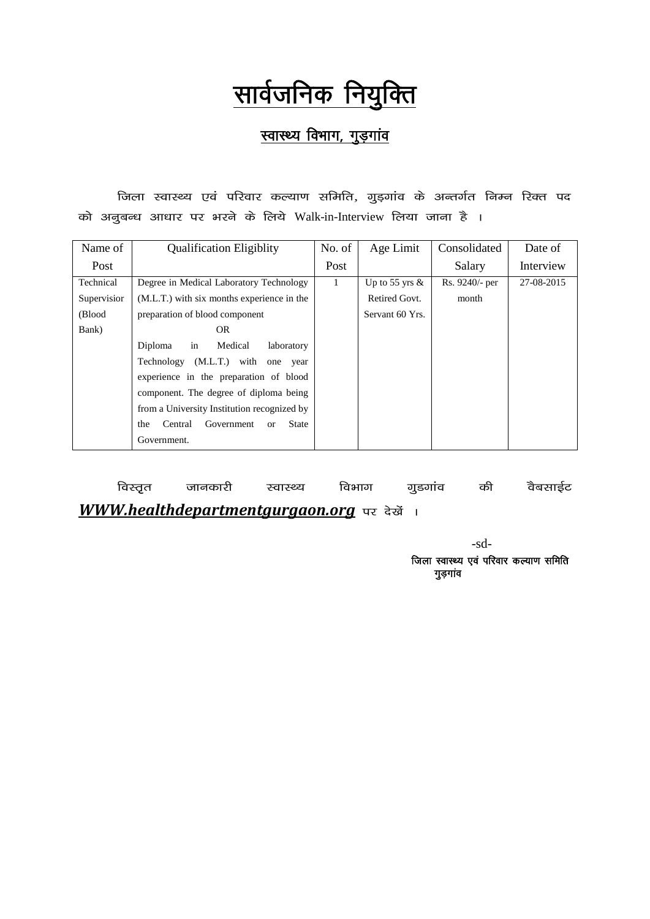# सार्वजनिक नियुक्ति

## स्वास्थ्य विभाग, गुड़गांव

जिला स्वास्थ्य एवं परिवार कल्याण समिति, गुड़गांव के अन्तर्गत निम्न रिक्त पद को अनुबन्ध आधार पर भरने के लिये Walk-in-Interview लिया जाना है ।

| Name of Post | Qualification Eligiblity | No. of Post | Age Limit | Consolidated Salary | Date of Interview |
|---|---|---|---|---|---|
| Technical Supervisior (Blood Bank) | Degree in Medical Laboratory Technology (M.L.T.) with six months experience in the preparation of blood component<br>OR<br>Diploma in Medical laboratory Technology (M.L.T.) with one year experience in the preparation of blood component. The degree of diploma being from a University Institution recognized by the Central Government or State Government. | 1 | Up to 55 yrs & Retired Govt. Servant 60 Yrs. | Rs. 9240/- per month | 27-08-2015 |

विस्तृत जानकारी स्वास्थ्य विभाग गुडगांव की वैबसाईट ***WWW.healthdepartmentgurgaon.org*** पर देखें ।

-sd-

जिला स्वास्थ्य एवं परिवार कल्याण समिति
गुड़गांव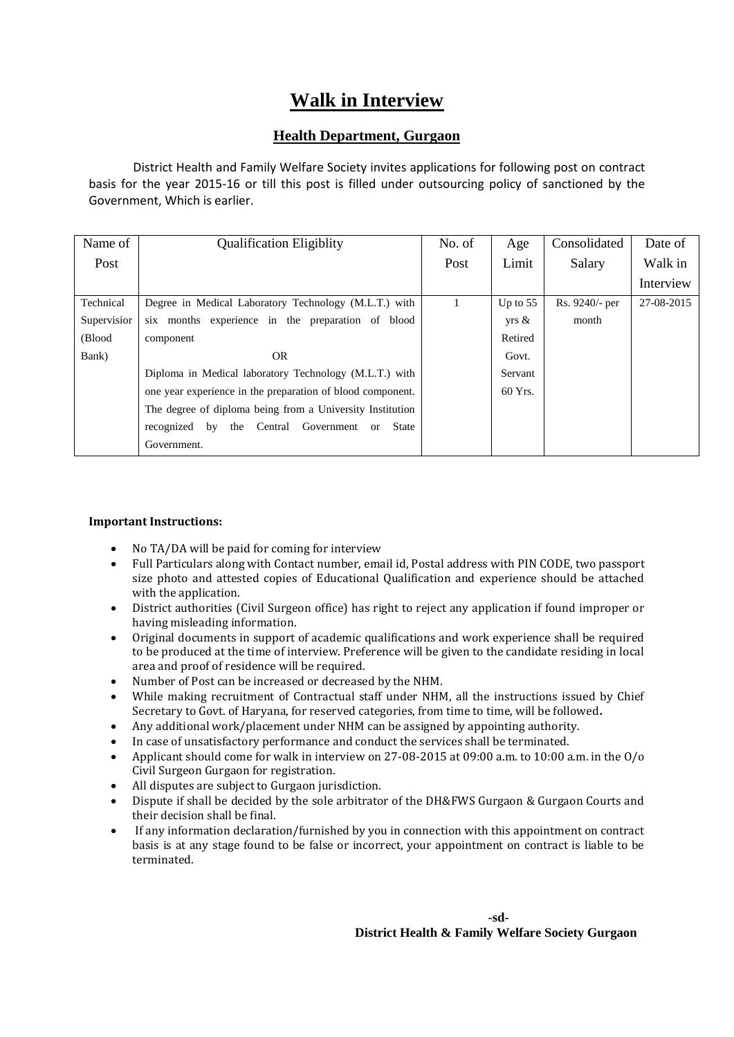# Walk in Interview

## Health Department, Gurgaon

District Health and Family Welfare Society invites applications for following post on contract basis for the year 2015-16 or till this post is filled under outsourcing policy of sanctioned by the Government, Which is earlier.

| Name of Post | Qualification Eligiblity | No. of Post | Age Limit | Consolidated Salary | Date of Walk in Interview |
|---|---|---|---|---|---|
| Technical Supervisior (Blood Bank) | Degree in Medical Laboratory Technology (M.L.T.) with six months experience in the preparation of blood component<br>OR<br>Diploma in Medical laboratory Technology (M.L.T.) with one year experience in the preparation of blood component. The degree of diploma being from a University Institution recognized by the Central Government or State Government. | 1 | Up to 55 yrs & Retired Govt. Servant 60 Yrs. | Rs. 9240/- per month | 27-08-2015 |

**Important Instructions:**

- No TA/DA will be paid for coming for interview
- Full Particulars along with Contact number, email id, Postal address with PIN CODE, two passport size photo and attested copies of Educational Qualification and experience should be attached with the application.
- District authorities (Civil Surgeon office) has right to reject any application if found improper or having misleading information.
- Original documents in support of academic qualifications and work experience shall be required to be produced at the time of interview. Preference will be given to the candidate residing in local area and proof of residence will be required.
- Number of Post can be increased or decreased by the NHM.
- While making recruitment of Contractual staff under NHM, all the instructions issued by Chief Secretary to Govt. of Haryana, for reserved categories, from time to time, will be followed**.**
- Any additional work/placement under NHM can be assigned by appointing authority.
- In case of unsatisfactory performance and conduct the services shall be terminated.
- Applicant should come for walk in interview on 27-08-2015 at 09:00 a.m. to 10:00 a.m. in the O/o Civil Surgeon Gurgaon for registration.
- All disputes are subject to Gurgaon jurisdiction.
- Dispute if shall be decided by the sole arbitrator of the DH&FWS Gurgaon & Gurgaon Courts and their decision shall be final.
- If any information declaration/furnished by you in connection with this appointment on contract basis is at any stage found to be false or incorrect, your appointment on contract is liable to be terminated.

**-sd-**
**District Health & Family Welfare Society Gurgaon**